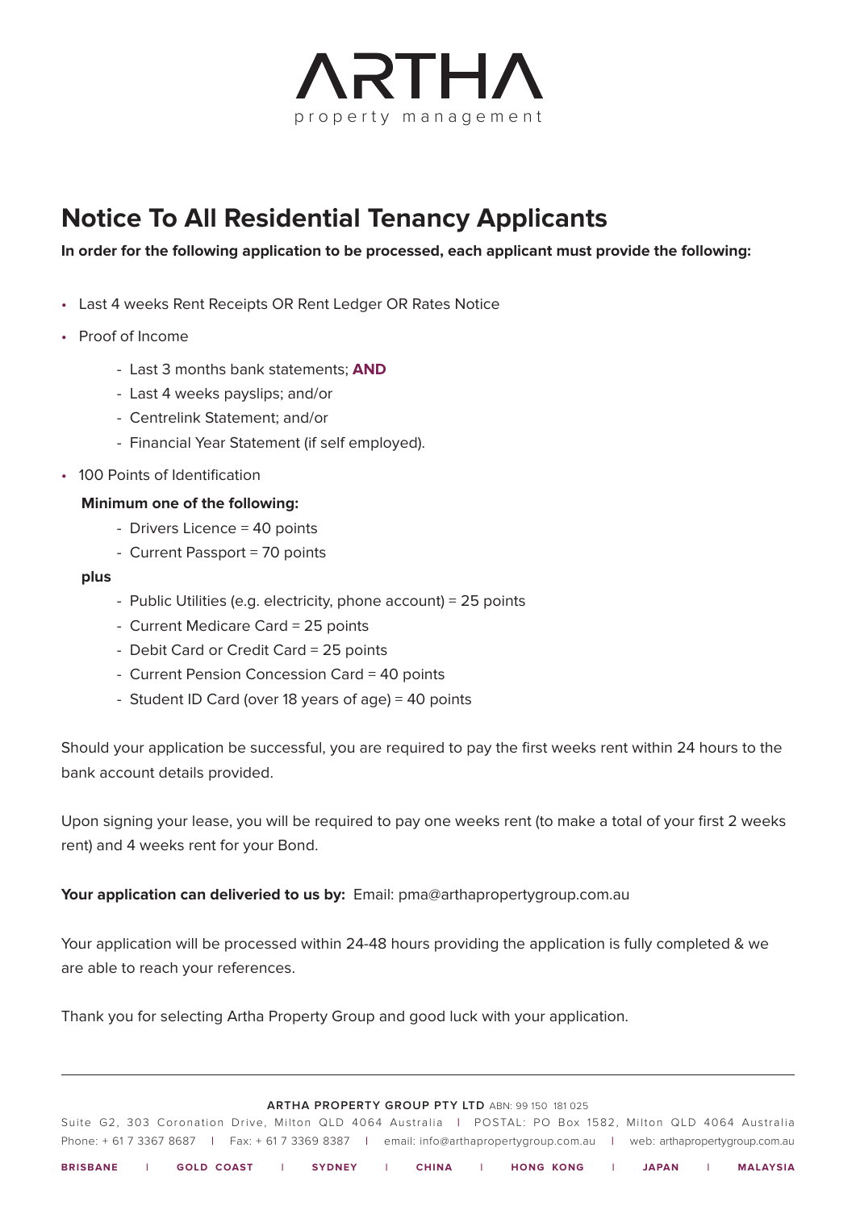# ARTHA
property management

## Notice To All Residential Tenancy Applicants

**In order for the following application to be processed, each applicant must provide the following:**

- Last 4 weeks Rent Receipts OR Rent Ledger OR Rates Notice
- Proof of Income
  - Last 3 months bank statements; **AND**
  - Last 4 weeks payslips; and/or
  - Centrelink Statement; and/or
  - Financial Year Statement (if self employed).
- 100 Points of Identification

  **Minimum one of the following:**
  - Drivers Licence = 40 points
  - Current Passport = 70 points

  **plus**
  - Public Utilities (e.g. electricity, phone account) = 25 points
  - Current Medicare Card = 25 points
  - Debit Card or Credit Card = 25 points
  - Current Pension Concession Card = 40 points
  - Student ID Card (over 18 years of age) = 40 points

Should your application be successful, you are required to pay the first weeks rent within 24 hours to the bank account details provided.

Upon signing your lease, you will be required to pay one weeks rent (to make a total of your first 2 weeks rent) and 4 weeks rent for your Bond.

**Your application can deliveried to us by:** Email: pma@arthapropertygroup.com.au

Your application will be processed within 24-48 hours providing the application is fully completed & we are able to reach your references.

Thank you for selecting Artha Property Group and good luck with your application.

---

**ARTHA PROPERTY GROUP PTY LTD** ABN: 99 150 181 025

Suite G2, 303 Coronation Drive, Milton QLD 4064 Australia | POSTAL: PO Box 1582, Milton QLD 4064 Australia

Phone: + 61 7 3367 8687 | Fax: + 61 7 3369 8387 | email: info@arthapropertygroup.com.au | web: arthapropertygroup.com.au

**BRISBANE | GOLD COAST | SYDNEY | CHINA | HONG KONG | JAPAN | MALAYSIA**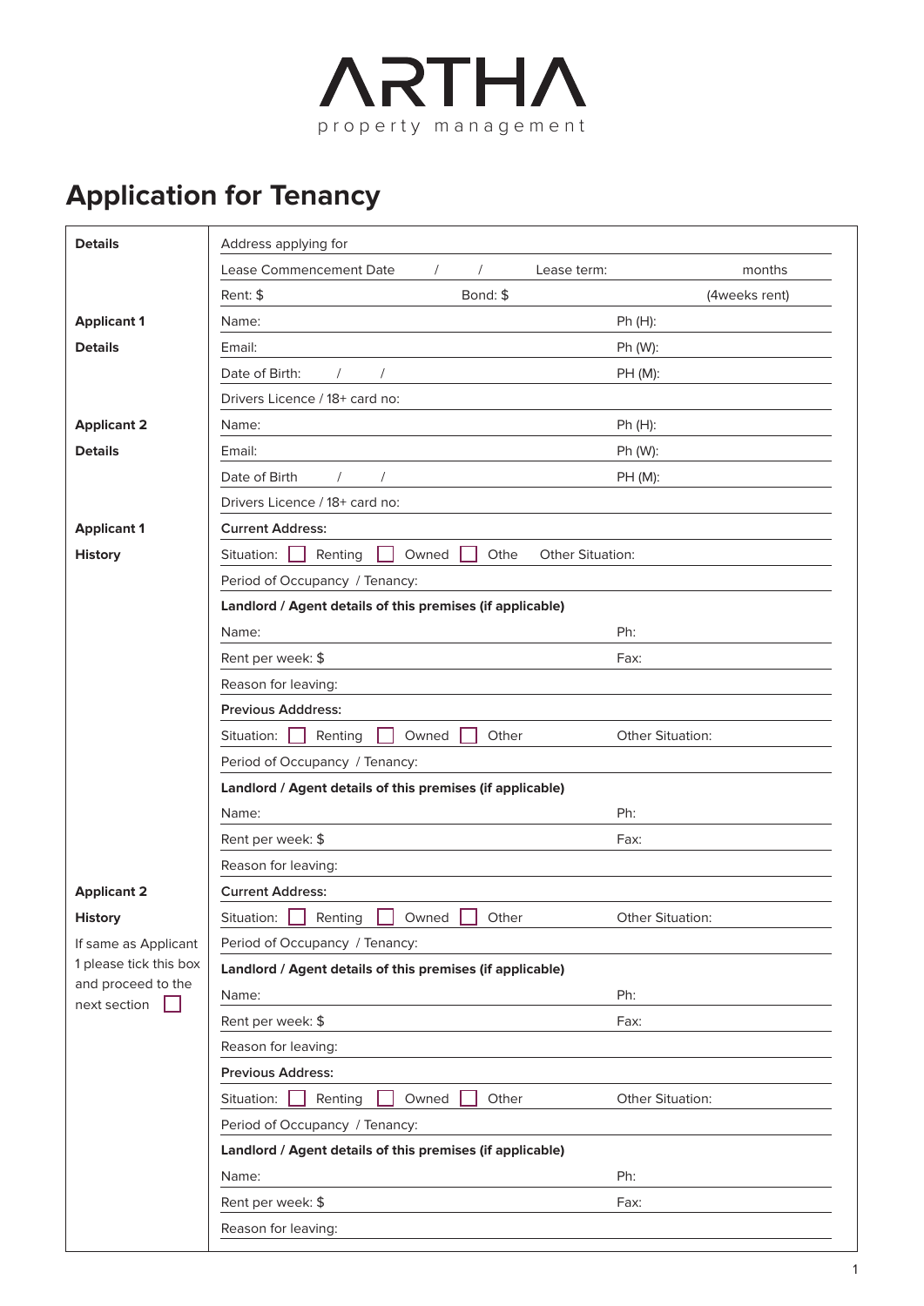ARTHA
property management

# Application for Tenancy

| | |
|---|---|
| **Details** | Address applying for |
| | Lease Commencement Date / / Lease term: months |
| | Rent: $ Bond: $ (4weeks rent) |
| **Applicant 1** | Name: Ph (H): |
| **Details** | Email: Ph (W): |
| | Date of Birth: / / PH (M): |
| | Drivers Licence / 18+ card no: |
| **Applicant 2** | Name: Ph (H): |
| **Details** | Email: Ph (W): |
| | Date of Birth / / PH (M): |
| | Drivers Licence / 18+ card no: |
| **Applicant 1** | **Current Address:** |
| **History** | Situation: ☐ Renting ☐ Owned ☐ Othe Other Situation: |
| | Period of Occupancy / Tenancy: |
| | **Landlord / Agent details of this premises (if applicable)** |
| | Name: Ph: |
| | Rent per week: $ Fax: |
| | Reason for leaving: |
| | **Previous Adddress:** |
| | Situation: ☐ Renting ☐ Owned ☐ Other Other Situation: |
| | Period of Occupancy / Tenancy: |
| | **Landlord / Agent details of this premises (if applicable)** |
| | Name: Ph: |
| | Rent per week: $ Fax: |
| | Reason for leaving: |
| **Applicant 2** | **Current Address:** |
| **History** | Situation: ☐ Renting ☐ Owned ☐ Other Other Situation: |
| If same as Applicant 1 please tick this box and proceed to the next section ☐ | Period of Occupancy / Tenancy: |
| | **Landlord / Agent details of this premises (if applicable)** |
| | Name: Ph: |
| | Rent per week: $ Fax: |
| | Reason for leaving: |
| | **Previous Address:** |
| | Situation: ☐ Renting ☐ Owned ☐ Other Other Situation: |
| | Period of Occupancy / Tenancy: |
| | **Landlord / Agent details of this premises (if applicable)** |
| | Name: Ph: |
| | Rent per week: $ Fax: |
| | Reason for leaving: |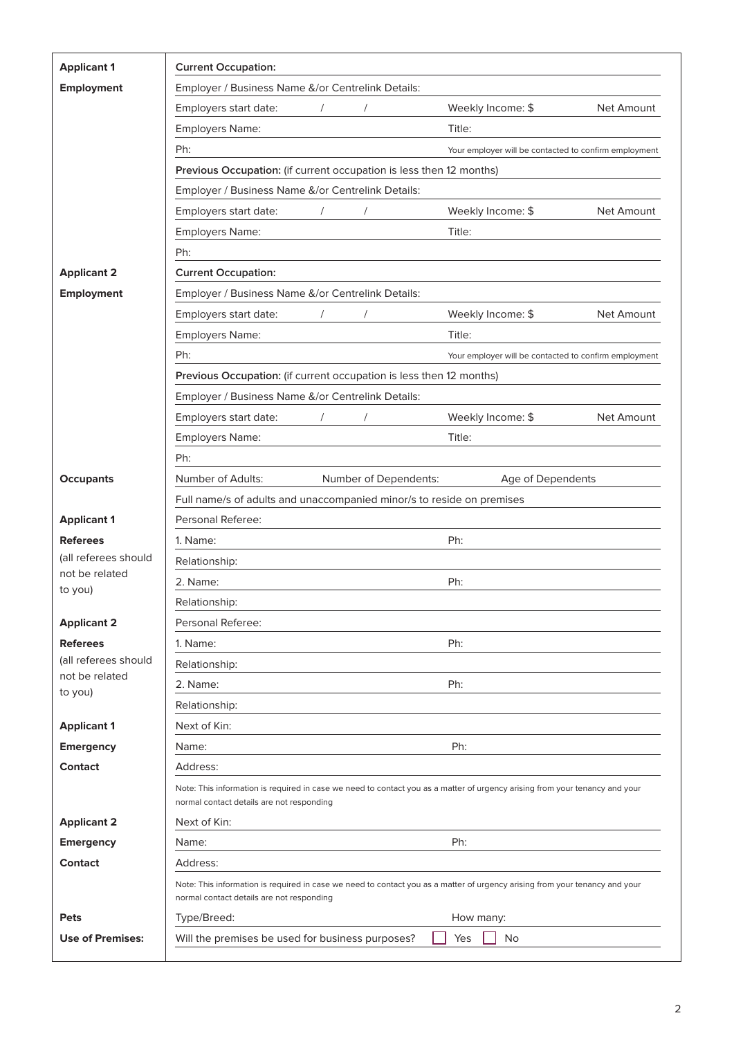| | | |
|---|---|---|
| **Applicant 1 Employment** | **Current Occupation:** | |
| | Employer / Business Name &/or Centrelink Details: | |
| | Employers start date: / / | Weekly Income: $ Net Amount |
| | Employers Name: | Title: |
| | Ph: | Your employer will be contacted to confirm employment |
| | **Previous Occupation:** (if current occupation is less then 12 months) | |
| | Employer / Business Name &/or Centrelink Details: | |
| | Employers start date: / / | Weekly Income: $ Net Amount |
| | Employers Name: | Title: |
| | Ph: | |
| **Applicant 2 Employment** | **Current Occupation:** | |
| | Employer / Business Name &/or Centrelink Details: | |
| | Employers start date: / / | Weekly Income: $ Net Amount |
| | Employers Name: | Title: |
| | Ph: | Your employer will be contacted to confirm employment |
| | **Previous Occupation:** (if current occupation is less then 12 months) | |
| | Employer / Business Name &/or Centrelink Details: | |
| | Employers start date: / / | Weekly Income: $ Net Amount |
| | Employers Name: | Title: |
| | Ph: | |
| **Occupants** | Number of Adults: Number of Dependents: | Age of Dependents |
| | Full name/s of adults and unaccompanied minor/s to reside on premises | |
| **Applicant 1 Referees** (all referees should not be related to you) | Personal Referee: | |
| | 1. Name: | Ph: |
| | Relationship: | |
| | 2. Name: | Ph: |
| | Relationship: | |
| **Applicant 2 Referees** (all referees should not be related to you) | Personal Referee: | |
| | 1. Name: | Ph: |
| | Relationship: | |
| | 2. Name: | Ph: |
| | Relationship: | |
| **Applicant 1 Emergency Contact** | Next of Kin: | |
| | Name: | Ph: |
| | Address: | |
| | Note: This information is required in case we need to contact you as a matter of urgency arising from your tenancy and your normal contact details are not responding | |
| **Applicant 2 Emergency Contact** | Next of Kin: | |
| | Name: | Ph: |
| | Address: | |
| | Note: This information is required in case we need to contact you as a matter of urgency arising from your tenancy and your normal contact details are not responding | |
| **Pets** | Type/Breed: | How many: |
| **Use of Premises:** | Will the premises be used for business purposes? | ☐ Yes ☐ No |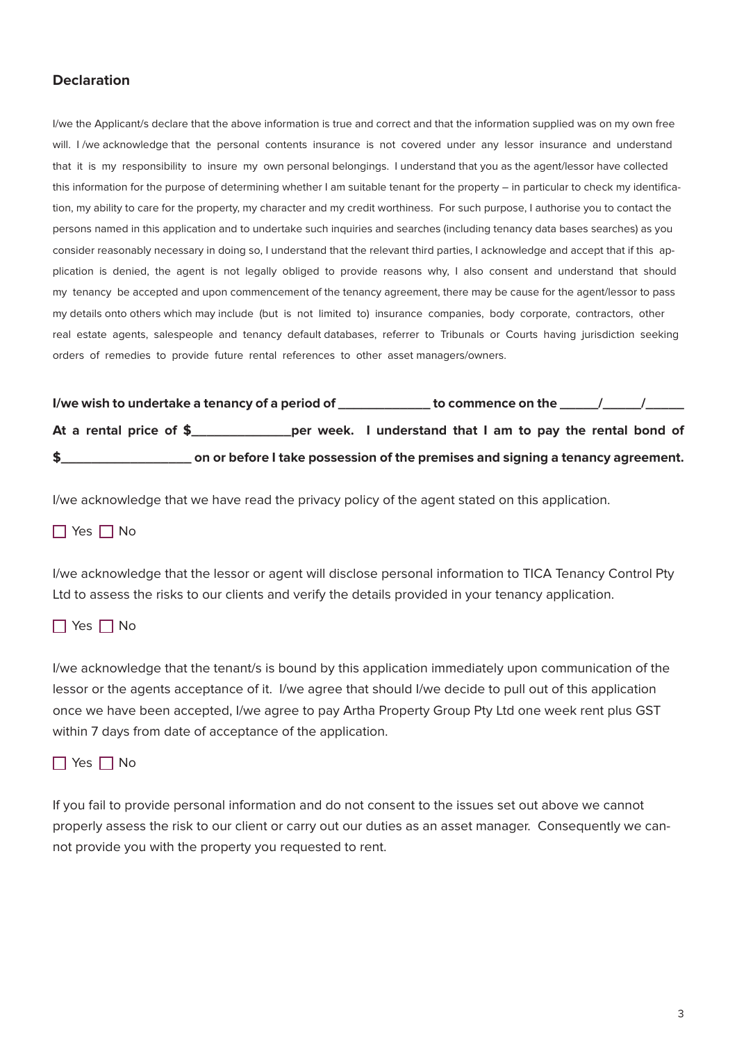### Declaration

I/we the Applicant/s declare that the above information is true and correct and that the information supplied was on my own free will. I /we acknowledge that the personal contents insurance is not covered under any lessor insurance and understand that it is my responsibility to insure my own personal belongings. I understand that you as the agent/lessor have collected this information for the purpose of determining whether I am suitable tenant for the property – in particular to check my identification, my ability to care for the property, my character and my credit worthiness. For such purpose, I authorise you to contact the persons named in this application and to undertake such inquiries and searches (including tenancy data bases searches) as you consider reasonably necessary in doing so, I understand that the relevant third parties, I acknowledge and accept that if this application is denied, the agent is not legally obliged to provide reasons why, I also consent and understand that should my tenancy be accepted and upon commencement of the tenancy agreement, there may be cause for the agent/lessor to pass my details onto others which may include (but is not limited to) insurance companies, body corporate, contractors, other real estate agents, salespeople and tenancy default databases, referrer to Tribunals or Courts having jurisdiction seeking orders of remedies to provide future rental references to other asset managers/owners.

**I/we wish to undertake a tenancy of a period of _____________ to commence on the ______/______/______**

**At a rental price of $______________per week. I understand that I am to pay the rental bond of $___________________ on or before I take possession of the premises and signing a tenancy agreement.**

I/we acknowledge that we have read the privacy policy of the agent stated on this application.

☐ Yes ☐ No

I/we acknowledge that the lessor or agent will disclose personal information to TICA Tenancy Control Pty Ltd to assess the risks to our clients and verify the details provided in your tenancy application.

☐ Yes ☐ No

I/we acknowledge that the tenant/s is bound by this application immediately upon communication of the lessor or the agents acceptance of it. I/we agree that should I/we decide to pull out of this application once we have been accepted, I/we agree to pay Artha Property Group Pty Ltd one week rent plus GST within 7 days from date of acceptance of the application.

☐ Yes ☐ No

If you fail to provide personal information and do not consent to the issues set out above we cannot properly assess the risk to our client or carry out our duties as an asset manager. Consequently we cannot provide you with the property you requested to rent.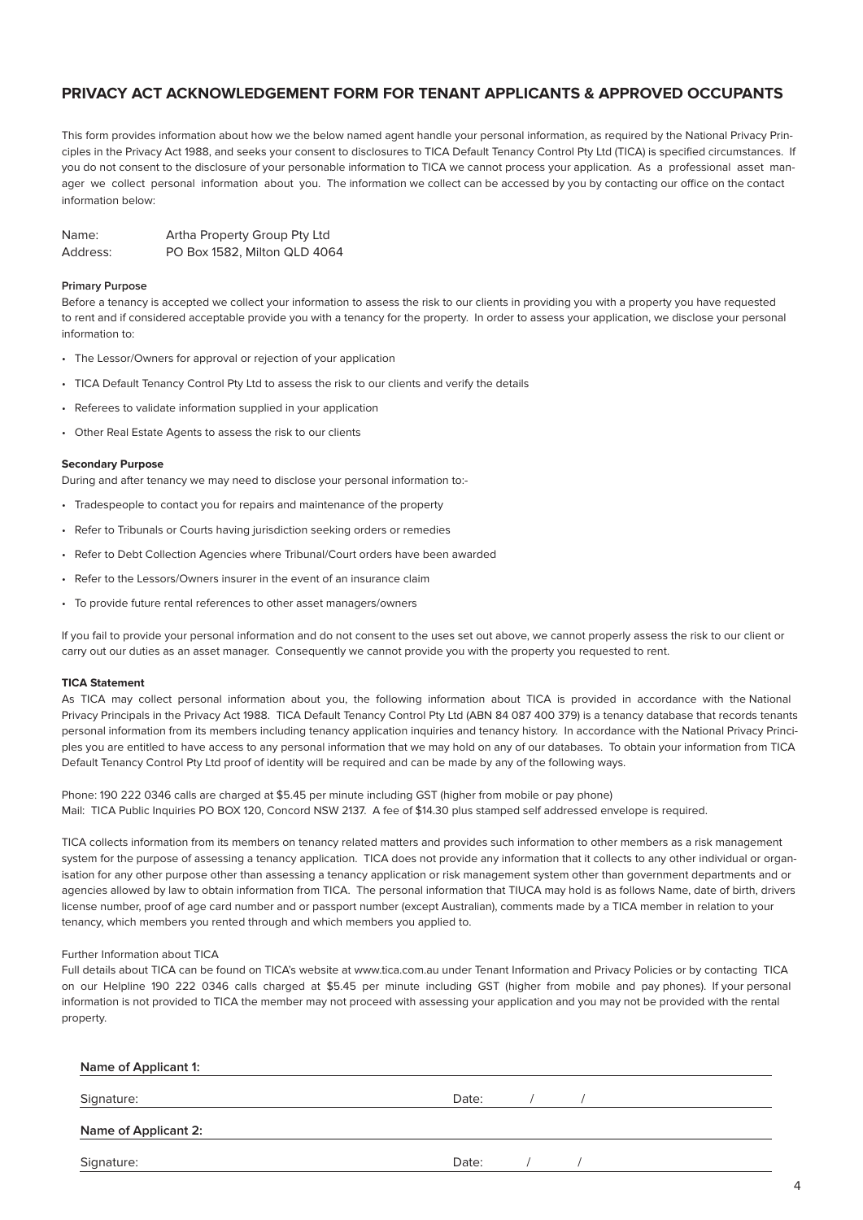## PRIVACY ACT ACKNOWLEDGEMENT FORM FOR TENANT APPLICANTS & APPROVED OCCUPANTS

This form provides information about how we the below named agent handle your personal information, as required by the National Privacy Principles in the Privacy Act 1988, and seeks your consent to disclosures to TICA Default Tenancy Control Pty Ltd (TICA) is specified circumstances. If you do not consent to the disclosure of your personable information to TICA we cannot process your application. As a professional asset manager we collect personal information about you. The information we collect can be accessed by you by contacting our office on the contact information below:

| | |
|---|---|
| Name: | Artha Property Group Pty Ltd |
| Address: | PO Box 1582, Milton QLD 4064 |

**Primary Purpose**

Before a tenancy is accepted we collect your information to assess the risk to our clients in providing you with a property you have requested to rent and if considered acceptable provide you with a tenancy for the property. In order to assess your application, we disclose your personal information to:

- The Lessor/Owners for approval or rejection of your application
- TICA Default Tenancy Control Pty Ltd to assess the risk to our clients and verify the details
- Referees to validate information supplied in your application
- Other Real Estate Agents to assess the risk to our clients

**Secondary Purpose**

During and after tenancy we may need to disclose your personal information to:-

- Tradespeople to contact you for repairs and maintenance of the property
- Refer to Tribunals or Courts having jurisdiction seeking orders or remedies
- Refer to Debt Collection Agencies where Tribunal/Court orders have been awarded
- Refer to the Lessors/Owners insurer in the event of an insurance claim
- To provide future rental references to other asset managers/owners

If you fail to provide your personal information and do not consent to the uses set out above, we cannot properly assess the risk to our client or carry out our duties as an asset manager. Consequently we cannot provide you with the property you requested to rent.

**TICA Statement**

As TICA may collect personal information about you, the following information about TICA is provided in accordance with the National Privacy Principals in the Privacy Act 1988. TICA Default Tenancy Control Pty Ltd (ABN 84 087 400 379) is a tenancy database that records tenants personal information from its members including tenancy application inquiries and tenancy history. In accordance with the National Privacy Principles you are entitled to have access to any personal information that we may hold on any of our databases. To obtain your information from TICA Default Tenancy Control Pty Ltd proof of identity will be required and can be made by any of the following ways.

Phone: 190 222 0346 calls are charged at $5.45 per minute including GST (higher from mobile or pay phone)
Mail: TICA Public Inquiries PO BOX 120, Concord NSW 2137. A fee of $14.30 plus stamped self addressed envelope is required.

TICA collects information from its members on tenancy related matters and provides such information to other members as a risk management system for the purpose of assessing a tenancy application. TICA does not provide any information that it collects to any other individual or organisation for any other purpose other than assessing a tenancy application or risk management system other than government departments and or agencies allowed by law to obtain information from TICA. The personal information that TIUCA may hold is as follows Name, date of birth, drivers license number, proof of age card number and or passport number (except Australian), comments made by a TICA member in relation to your tenancy, which members you rented through and which members you applied to.

Further Information about TICA

Full details about TICA can be found on TICA's website at www.tica.com.au under Tenant Information and Privacy Policies or by contacting TICA on our Helpline 190 222 0346 calls charged at $5.45 per minute including GST (higher from mobile and pay phones). If your personal information is not provided to TICA the member may not proceed with assessing your application and you may not be provided with the rental property.

**Name of Applicant 1:**

Signature: Date: / /

**Name of Applicant 2:**

Signature: Date: / /